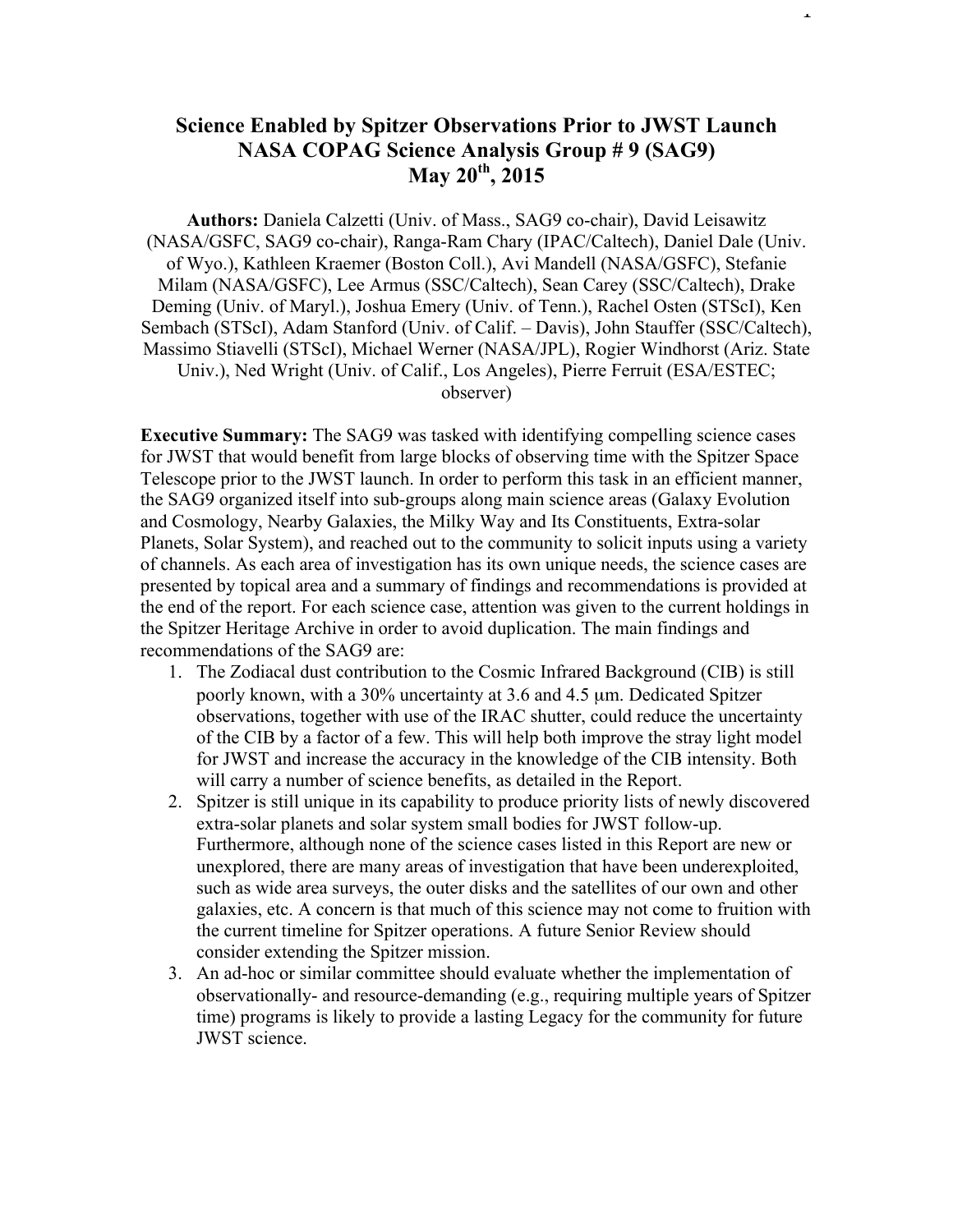# Science Enabled by Spitzer Observations Prior to JWST Launch
## NASA COPAG Science Analysis Group # 9 (SAG9)
## May 20th, 2015

**Authors:** Daniela Calzetti (Univ. of Mass., SAG9 co-chair), David Leisawitz (NASA/GSFC, SAG9 co-chair), Ranga-Ram Chary (IPAC/Caltech), Daniel Dale (Univ. of Wyo.), Kathleen Kraemer (Boston Coll.), Avi Mandell (NASA/GSFC), Stefanie Milam (NASA/GSFC), Lee Armus (SSC/Caltech), Sean Carey (SSC/Caltech), Drake Deming (Univ. of Maryl.), Joshua Emery (Univ. of Tenn.), Rachel Osten (STScI), Ken Sembach (STScI), Adam Stanford (Univ. of Calif. – Davis), John Stauffer (SSC/Caltech), Massimo Stiavelli (STScI), Michael Werner (NASA/JPL), Rogier Windhorst (Ariz. State Univ.), Ned Wright (Univ. of Calif., Los Angeles), Pierre Ferruit (ESA/ESTEC; observer)

**Executive Summary:** The SAG9 was tasked with identifying compelling science cases for JWST that would benefit from large blocks of observing time with the Spitzer Space Telescope prior to the JWST launch. In order to perform this task in an efficient manner, the SAG9 organized itself into sub-groups along main science areas (Galaxy Evolution and Cosmology, Nearby Galaxies, the Milky Way and Its Constituents, Extra-solar Planets, Solar System), and reached out to the community to solicit inputs using a variety of channels. As each area of investigation has its own unique needs, the science cases are presented by topical area and a summary of findings and recommendations is provided at the end of the report. For each science case, attention was given to the current holdings in the Spitzer Heritage Archive in order to avoid duplication. The main findings and recommendations of the SAG9 are:

1. The Zodiacal dust contribution to the Cosmic Infrared Background (CIB) is still poorly known, with a 30% uncertainty at 3.6 and 4.5 μm. Dedicated Spitzer observations, together with use of the IRAC shutter, could reduce the uncertainty of the CIB by a factor of a few. This will help both improve the stray light model for JWST and increase the accuracy in the knowledge of the CIB intensity. Both will carry a number of science benefits, as detailed in the Report.
2. Spitzer is still unique in its capability to produce priority lists of newly discovered extra-solar planets and solar system small bodies for JWST follow-up. Furthermore, although none of the science cases listed in this Report are new or unexplored, there are many areas of investigation that have been underexploited, such as wide area surveys, the outer disks and the satellites of our own and other galaxies, etc. A concern is that much of this science may not come to fruition with the current timeline for Spitzer operations. A future Senior Review should consider extending the Spitzer mission.
3. An ad-hoc or similar committee should evaluate whether the implementation of observationally- and resource-demanding (e.g., requiring multiple years of Spitzer time) programs is likely to provide a lasting Legacy for the community for future JWST science.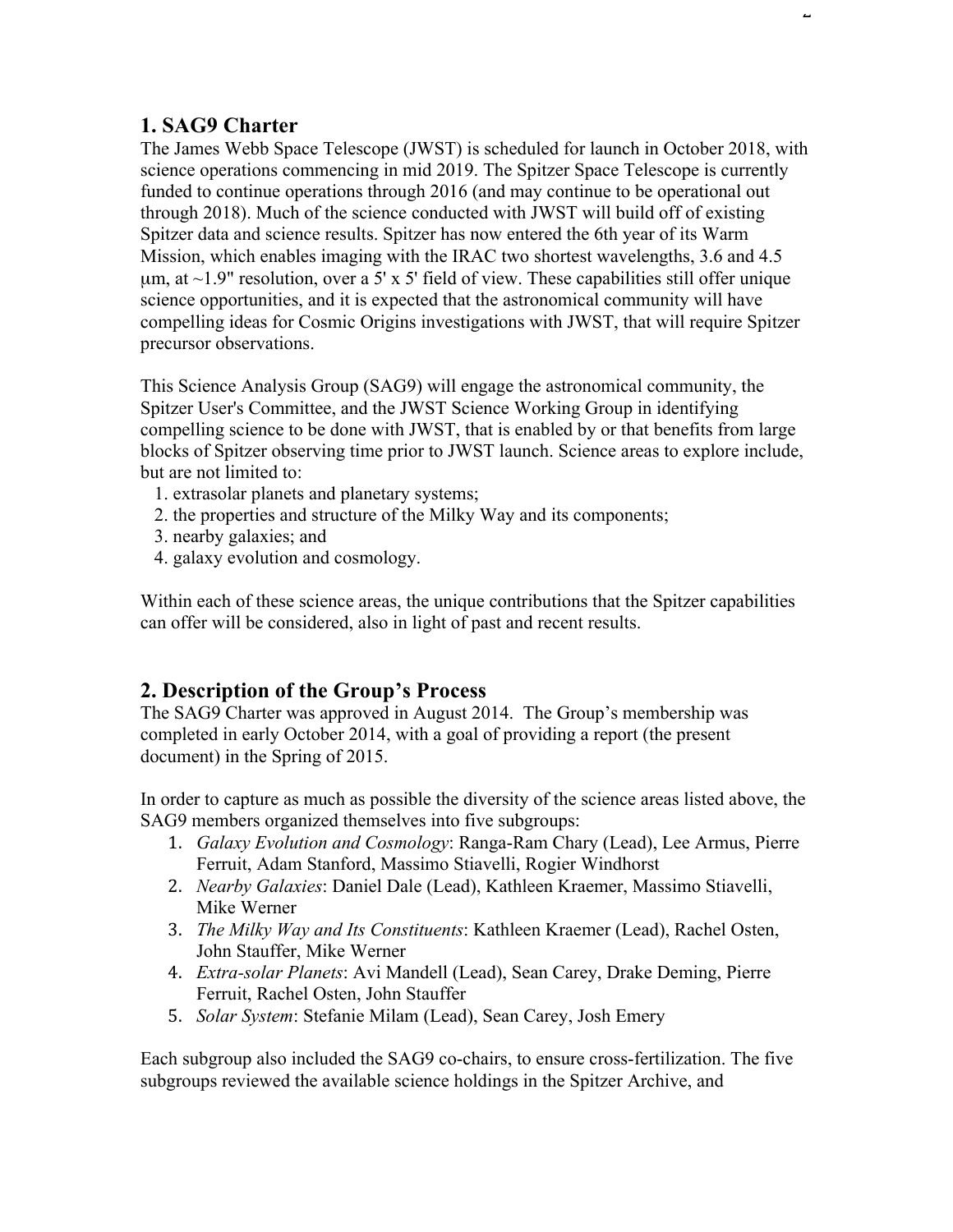## 1. SAG9 Charter

The James Webb Space Telescope (JWST) is scheduled for launch in October 2018, with science operations commencing in mid 2019. The Spitzer Space Telescope is currently funded to continue operations through 2016 (and may continue to be operational out through 2018). Much of the science conducted with JWST will build off of existing Spitzer data and science results. Spitzer has now entered the 6th year of its Warm Mission, which enables imaging with the IRAC two shortest wavelengths, 3.6 and 4.5 μm, at ~1.9" resolution, over a 5' x 5' field of view. These capabilities still offer unique science opportunities, and it is expected that the astronomical community will have compelling ideas for Cosmic Origins investigations with JWST, that will require Spitzer precursor observations.

This Science Analysis Group (SAG9) will engage the astronomical community, the Spitzer User's Committee, and the JWST Science Working Group in identifying compelling science to be done with JWST, that is enabled by or that benefits from large blocks of Spitzer observing time prior to JWST launch. Science areas to explore include, but are not limited to:

1. extrasolar planets and planetary systems;
2. the properties and structure of the Milky Way and its components;
3. nearby galaxies; and
4. galaxy evolution and cosmology.

Within each of these science areas, the unique contributions that the Spitzer capabilities can offer will be considered, also in light of past and recent results.

## 2. Description of the Group's Process

The SAG9 Charter was approved in August 2014. The Group's membership was completed in early October 2014, with a goal of providing a report (the present document) in the Spring of 2015.

In order to capture as much as possible the diversity of the science areas listed above, the SAG9 members organized themselves into five subgroups:

1. *Galaxy Evolution and Cosmology*: Ranga-Ram Chary (Lead), Lee Armus, Pierre Ferruit, Adam Stanford, Massimo Stiavelli, Rogier Windhorst
2. *Nearby Galaxies*: Daniel Dale (Lead), Kathleen Kraemer, Massimo Stiavelli, Mike Werner
3. *The Milky Way and Its Constituents*: Kathleen Kraemer (Lead), Rachel Osten, John Stauffer, Mike Werner
4. *Extra-solar Planets*: Avi Mandell (Lead), Sean Carey, Drake Deming, Pierre Ferruit, Rachel Osten, John Stauffer
5. *Solar System*: Stefanie Milam (Lead), Sean Carey, Josh Emery

Each subgroup also included the SAG9 co-chairs, to ensure cross-fertilization. The five subgroups reviewed the available science holdings in the Spitzer Archive, and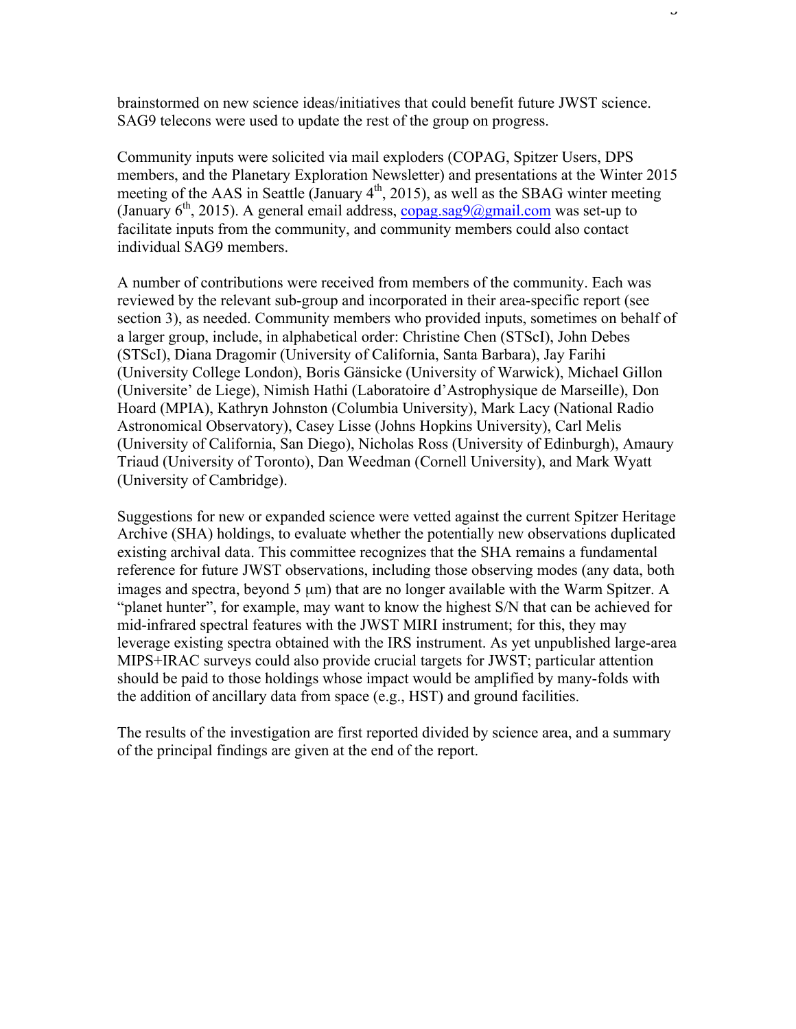brainstormed on new science ideas/initiatives that could benefit future JWST science. SAG9 telecons were used to update the rest of the group on progress.

Community inputs were solicited via mail exploders (COPAG, Spitzer Users, DPS members, and the Planetary Exploration Newsletter) and presentations at the Winter 2015 meeting of the AAS in Seattle (January 4$^{th}$, 2015), as well as the SBAG winter meeting (January 6$^{th}$, 2015). A general email address, copag.sag9@gmail.com was set-up to facilitate inputs from the community, and community members could also contact individual SAG9 members.

A number of contributions were received from members of the community. Each was reviewed by the relevant sub-group and incorporated in their area-specific report (see section 3), as needed. Community members who provided inputs, sometimes on behalf of a larger group, include, in alphabetical order: Christine Chen (STScI), John Debes (STScI), Diana Dragomir (University of California, Santa Barbara), Jay Farihi (University College London), Boris Gänsicke (University of Warwick), Michael Gillon (Universite' de Liege), Nimish Hathi (Laboratoire d'Astrophysique de Marseille), Don Hoard (MPIA), Kathryn Johnston (Columbia University), Mark Lacy (National Radio Astronomical Observatory), Casey Lisse (Johns Hopkins University), Carl Melis (University of California, San Diego), Nicholas Ross (University of Edinburgh), Amaury Triaud (University of Toronto), Dan Weedman (Cornell University), and Mark Wyatt (University of Cambridge).

Suggestions for new or expanded science were vetted against the current Spitzer Heritage Archive (SHA) holdings, to evaluate whether the potentially new observations duplicated existing archival data. This committee recognizes that the SHA remains a fundamental reference for future JWST observations, including those observing modes (any data, both images and spectra, beyond 5 μm) that are no longer available with the Warm Spitzer. A "planet hunter", for example, may want to know the highest S/N that can be achieved for mid-infrared spectral features with the JWST MIRI instrument; for this, they may leverage existing spectra obtained with the IRS instrument. As yet unpublished large-area MIPS+IRAC surveys could also provide crucial targets for JWST; particular attention should be paid to those holdings whose impact would be amplified by many-folds with the addition of ancillary data from space (e.g., HST) and ground facilities.

The results of the investigation are first reported divided by science area, and a summary of the principal findings are given at the end of the report.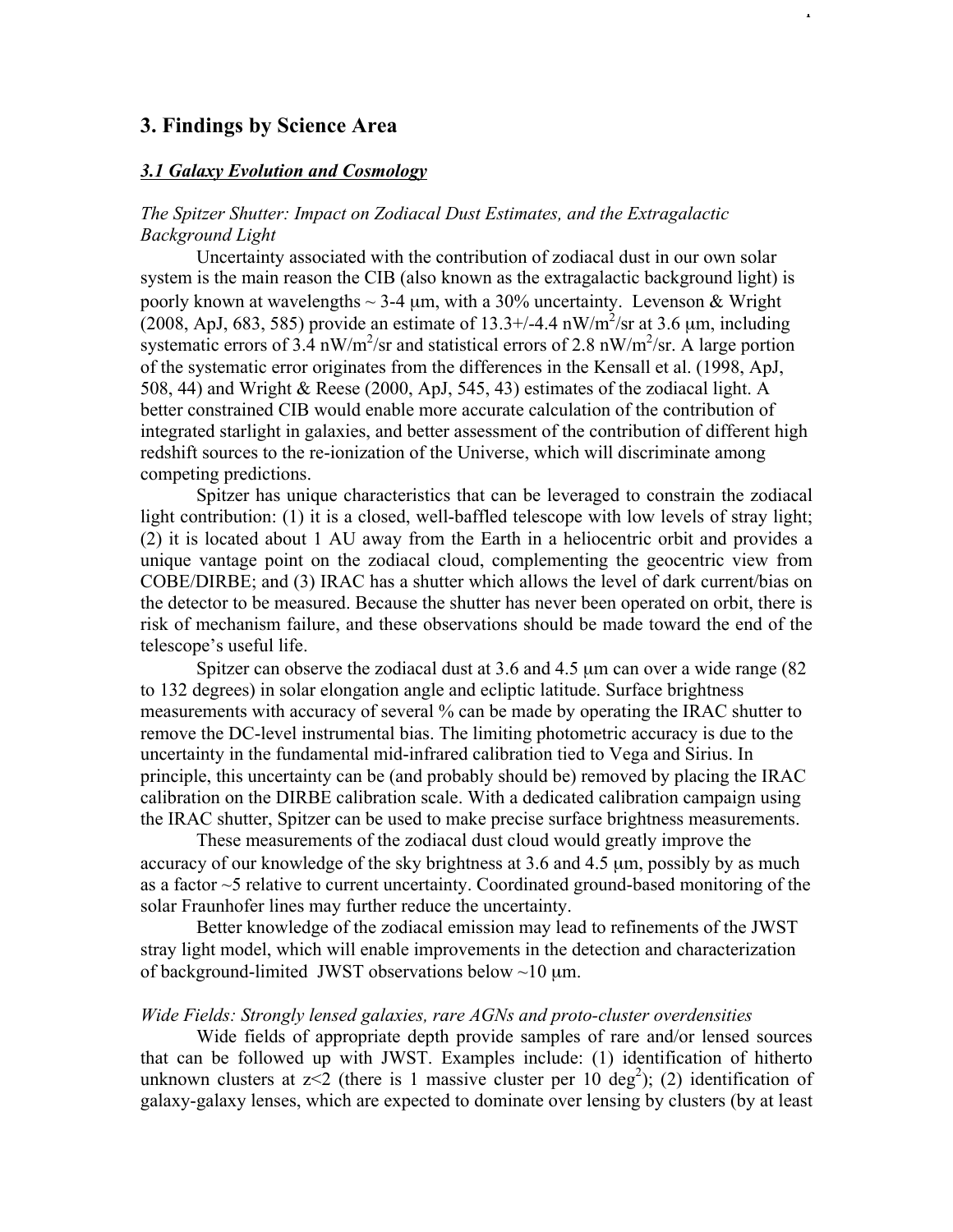## 3. Findings by Science Area

### *3.1 Galaxy Evolution and Cosmology*

*The Spitzer Shutter: Impact on Zodiacal Dust Estimates, and the Extragalactic Background Light*

Uncertainty associated with the contribution of zodiacal dust in our own solar system is the main reason the CIB (also known as the extragalactic background light) is poorly known at wavelengths ~ 3-4 μm, with a 30% uncertainty. Levenson & Wright (2008, ApJ, 683, 585) provide an estimate of 13.3+/-4.4 nW/m$^2$/sr at 3.6 μm, including systematic errors of 3.4 nW/m$^2$/sr and statistical errors of 2.8 nW/m$^2$/sr. A large portion of the systematic error originates from the differences in the Kensall et al. (1998, ApJ, 508, 44) and Wright & Reese (2000, ApJ, 545, 43) estimates of the zodiacal light. A better constrained CIB would enable more accurate calculation of the contribution of integrated starlight in galaxies, and better assessment of the contribution of different high redshift sources to the re-ionization of the Universe, which will discriminate among competing predictions.

Spitzer has unique characteristics that can be leveraged to constrain the zodiacal light contribution: (1) it is a closed, well-baffled telescope with low levels of stray light; (2) it is located about 1 AU away from the Earth in a heliocentric orbit and provides a unique vantage point on the zodiacal cloud, complementing the geocentric view from COBE/DIRBE; and (3) IRAC has a shutter which allows the level of dark current/bias on the detector to be measured. Because the shutter has never been operated on orbit, there is risk of mechanism failure, and these observations should be made toward the end of the telescope's useful life.

Spitzer can observe the zodiacal dust at 3.6 and 4.5 μm can over a wide range (82 to 132 degrees) in solar elongation angle and ecliptic latitude. Surface brightness measurements with accuracy of several % can be made by operating the IRAC shutter to remove the DC-level instrumental bias. The limiting photometric accuracy is due to the uncertainty in the fundamental mid-infrared calibration tied to Vega and Sirius. In principle, this uncertainty can be (and probably should be) removed by placing the IRAC calibration on the DIRBE calibration scale. With a dedicated calibration campaign using the IRAC shutter, Spitzer can be used to make precise surface brightness measurements.

These measurements of the zodiacal dust cloud would greatly improve the accuracy of our knowledge of the sky brightness at 3.6 and 4.5 μm, possibly by as much as a factor ~5 relative to current uncertainty. Coordinated ground-based monitoring of the solar Fraunhofer lines may further reduce the uncertainty.

Better knowledge of the zodiacal emission may lead to refinements of the JWST stray light model, which will enable improvements in the detection and characterization of background-limited JWST observations below ~10 μm.

*Wide Fields: Strongly lensed galaxies, rare AGNs and proto-cluster overdensities*

Wide fields of appropriate depth provide samples of rare and/or lensed sources that can be followed up with JWST. Examples include: (1) identification of hitherto unknown clusters at $z<2$ (there is 1 massive cluster per 10 deg$^2$); (2) identification of galaxy-galaxy lenses, which are expected to dominate over lensing by clusters (by at least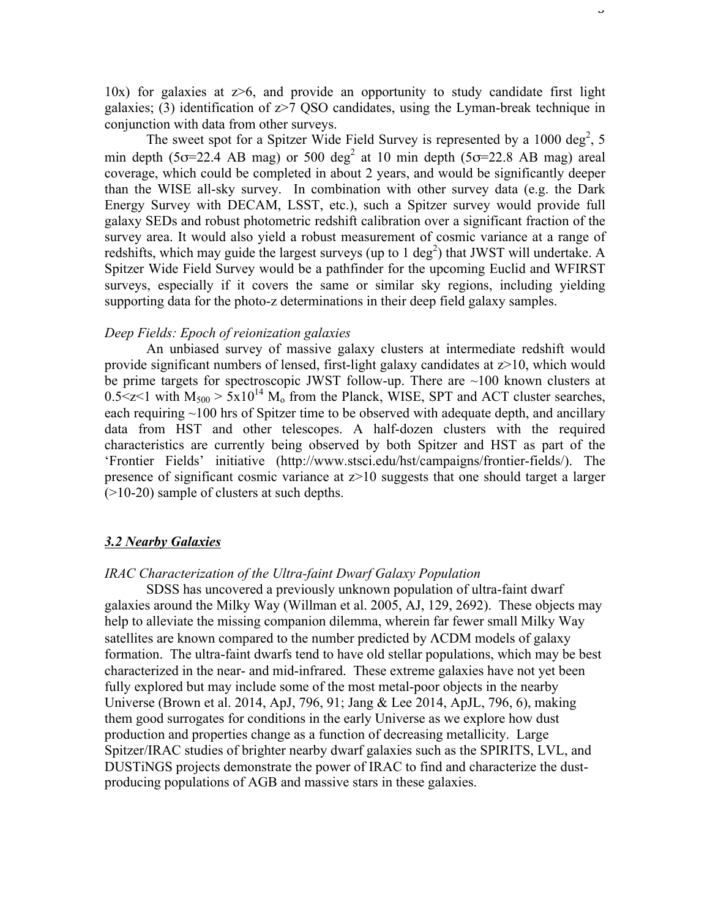10x) for galaxies at z>6, and provide an opportunity to study candidate first light galaxies; (3) identification of z>7 QSO candidates, using the Lyman-break technique in conjunction with data from other surveys.

The sweet spot for a Spitzer Wide Field Survey is represented by a 1000 $deg^2$, 5 min depth ($5\sigma$=22.4 AB mag) or 500 $deg^2$ at 10 min depth ($5\sigma$=22.8 AB mag) areal coverage, which could be completed in about 2 years, and would be significantly deeper than the WISE all-sky survey. In combination with other survey data (e.g. the Dark Energy Survey with DECAM, LSST, etc.), such a Spitzer survey would provide full galaxy SEDs and robust photometric redshift calibration over a significant fraction of the survey area. It would also yield a robust measurement of cosmic variance at a range of redshifts, which may guide the largest surveys (up to 1 $deg^2$) that JWST will undertake. A Spitzer Wide Field Survey would be a pathfinder for the upcoming Euclid and WFIRST surveys, especially if it covers the same or similar sky regions, including yielding supporting data for the photo-z determinations in their deep field galaxy samples.

*Deep Fields: Epoch of reionization galaxies*

An unbiased survey of massive galaxy clusters at intermediate redshift would provide significant numbers of lensed, first-light galaxy candidates at z>10, which would be prime targets for spectroscopic JWST follow-up. There are ~100 known clusters at $0.5<z<1$ with $M_{500} > 5\text{x}10^{14}$ $M_o$ from the Planck, WISE, SPT and ACT cluster searches, each requiring ~100 hrs of Spitzer time to be observed with adequate depth, and ancillary data from HST and other telescopes. A half-dozen clusters with the required characteristics are currently being observed by both Spitzer and HST as part of the 'Frontier Fields' initiative (http://www.stsci.edu/hst/campaigns/frontier-fields/). The presence of significant cosmic variance at z>10 suggests that one should target a larger (>10-20) sample of clusters at such depths.

## ***3.2 Nearby Galaxies***

*IRAC Characterization of the Ultra-faint Dwarf Galaxy Population*

SDSS has uncovered a previously unknown population of ultra-faint dwarf galaxies around the Milky Way (Willman et al. 2005, AJ, 129, 2692). These objects may help to alleviate the missing companion dilemma, wherein far fewer small Milky Way satellites are known compared to the number predicted by ΛCDM models of galaxy formation. The ultra-faint dwarfs tend to have old stellar populations, which may be best characterized in the near- and mid-infrared. These extreme galaxies have not yet been fully explored but may include some of the most metal-poor objects in the nearby Universe (Brown et al. 2014, ApJ, 796, 91; Jang & Lee 2014, ApJL, 796, 6), making them good surrogates for conditions in the early Universe as we explore how dust production and properties change as a function of decreasing metallicity. Large Spitzer/IRAC studies of brighter nearby dwarf galaxies such as the SPIRITS, LVL, and DUSTiNGS projects demonstrate the power of IRAC to find and characterize the dust-producing populations of AGB and massive stars in these galaxies.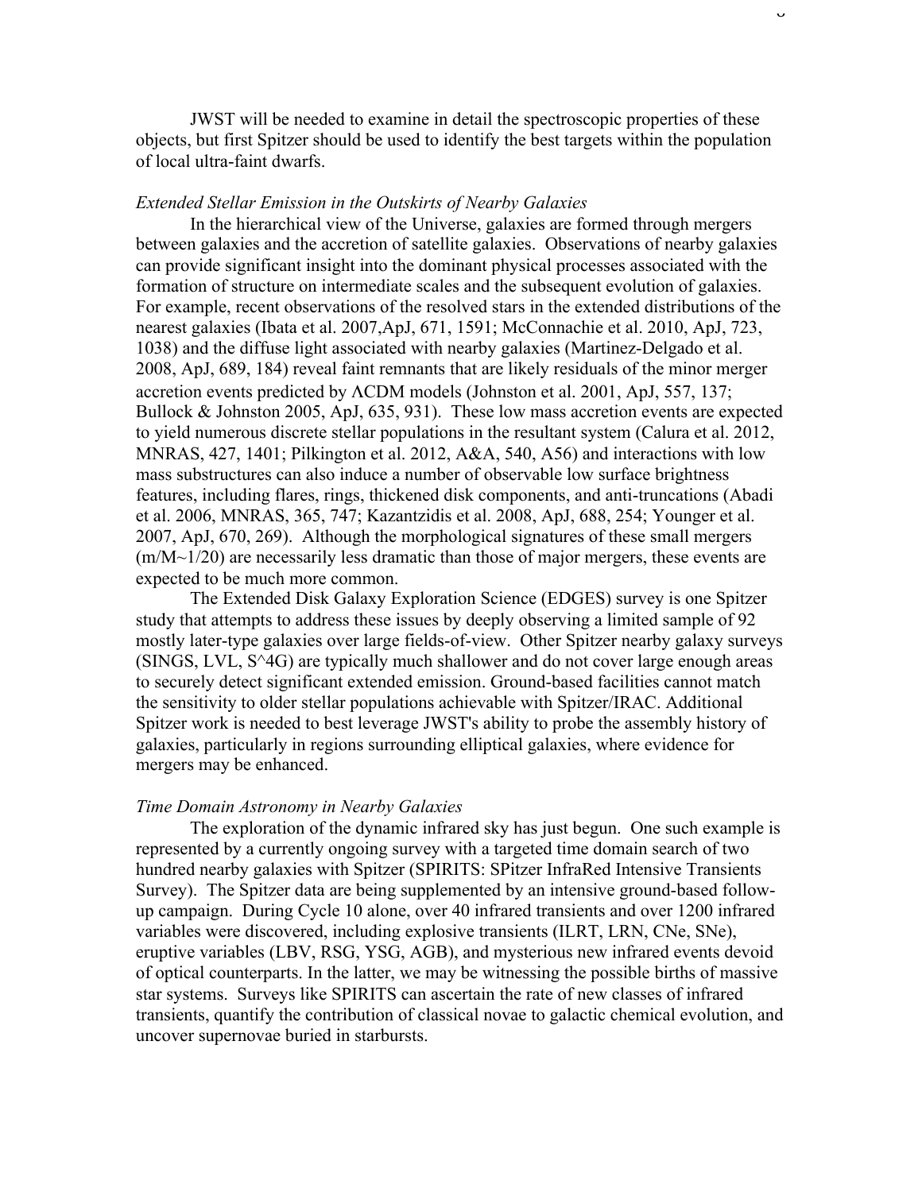JWST will be needed to examine in detail the spectroscopic properties of these objects, but first Spitzer should be used to identify the best targets within the population of local ultra-faint dwarfs.

*Extended Stellar Emission in the Outskirts of Nearby Galaxies*

In the hierarchical view of the Universe, galaxies are formed through mergers between galaxies and the accretion of satellite galaxies. Observations of nearby galaxies can provide significant insight into the dominant physical processes associated with the formation of structure on intermediate scales and the subsequent evolution of galaxies. For example, recent observations of the resolved stars in the extended distributions of the nearest galaxies (Ibata et al. 2007,ApJ, 671, 1591; McConnachie et al. 2010, ApJ, 723, 1038) and the diffuse light associated with nearby galaxies (Martinez-Delgado et al. 2008, ApJ, 689, 184) reveal faint remnants that are likely residuals of the minor merger accretion events predicted by ΛCDM models (Johnston et al. 2001, ApJ, 557, 137; Bullock & Johnston 2005, ApJ, 635, 931). These low mass accretion events are expected to yield numerous discrete stellar populations in the resultant system (Calura et al. 2012, MNRAS, 427, 1401; Pilkington et al. 2012, A&A, 540, A56) and interactions with low mass substructures can also induce a number of observable low surface brightness features, including flares, rings, thickened disk components, and anti-truncations (Abadi et al. 2006, MNRAS, 365, 747; Kazantzidis et al. 2008, ApJ, 688, 254; Younger et al. 2007, ApJ, 670, 269). Although the morphological signatures of these small mergers ($m/M \sim 1/20$) are necessarily less dramatic than those of major mergers, these events are expected to be much more common.

The Extended Disk Galaxy Exploration Science (EDGES) survey is one Spitzer study that attempts to address these issues by deeply observing a limited sample of 92 mostly later-type galaxies over large fields-of-view. Other Spitzer nearby galaxy surveys (SINGS, LVL, S^4G) are typically much shallower and do not cover large enough areas to securely detect significant extended emission. Ground-based facilities cannot match the sensitivity to older stellar populations achievable with Spitzer/IRAC. Additional Spitzer work is needed to best leverage JWST's ability to probe the assembly history of galaxies, particularly in regions surrounding elliptical galaxies, where evidence for mergers may be enhanced.

*Time Domain Astronomy in Nearby Galaxies*

The exploration of the dynamic infrared sky has just begun. One such example is represented by a currently ongoing survey with a targeted time domain search of two hundred nearby galaxies with Spitzer (SPIRITS: SPitzer InfraRed Intensive Transients Survey). The Spitzer data are being supplemented by an intensive ground-based follow-up campaign. During Cycle 10 alone, over 40 infrared transients and over 1200 infrared variables were discovered, including explosive transients (ILRT, LRN, CNe, SNe), eruptive variables (LBV, RSG, YSG, AGB), and mysterious new infrared events devoid of optical counterparts. In the latter, we may be witnessing the possible births of massive star systems. Surveys like SPIRITS can ascertain the rate of new classes of infrared transients, quantify the contribution of classical novae to galactic chemical evolution, and uncover supernovae buried in starbursts.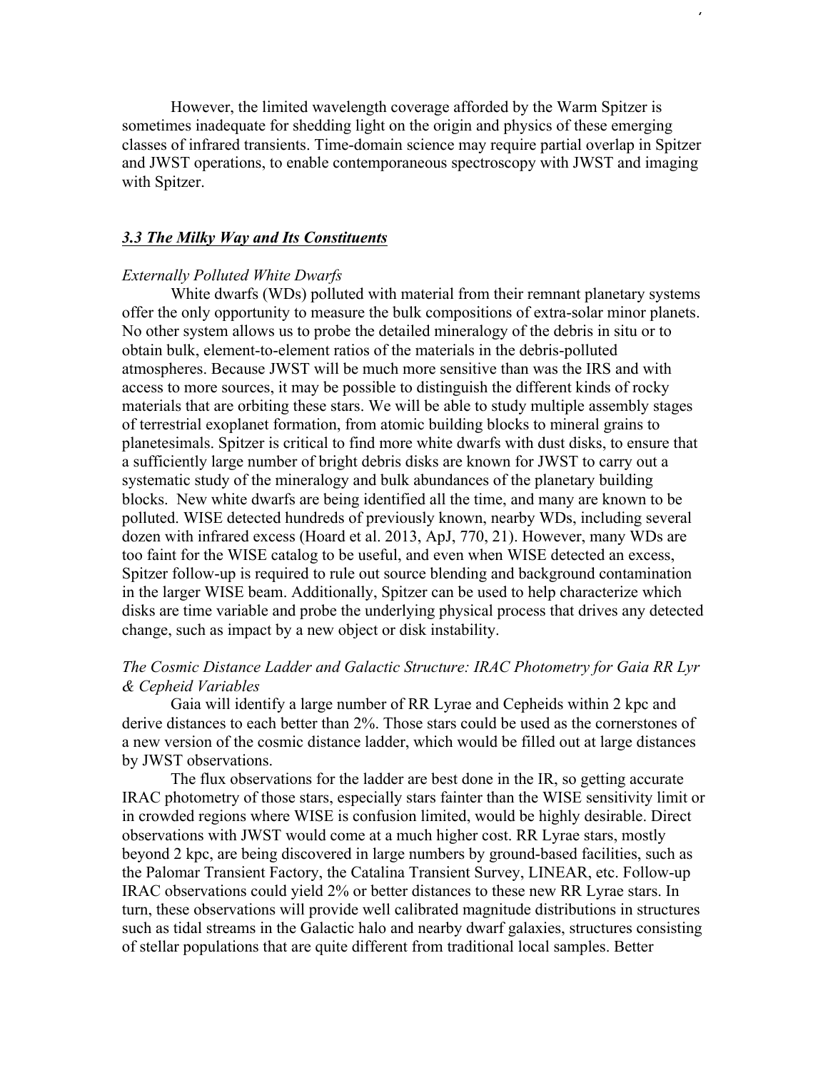However, the limited wavelength coverage afforded by the Warm Spitzer is sometimes inadequate for shedding light on the origin and physics of these emerging classes of infrared transients. Time-domain science may require partial overlap in Spitzer and JWST operations, to enable contemporaneous spectroscopy with JWST and imaging with Spitzer.

### *3.3 The Milky Way and Its Constituents*

*Externally Polluted White Dwarfs*

White dwarfs (WDs) polluted with material from their remnant planetary systems offer the only opportunity to measure the bulk compositions of extra-solar minor planets. No other system allows us to probe the detailed mineralogy of the debris in situ or to obtain bulk, element-to-element ratios of the materials in the debris-polluted atmospheres. Because JWST will be much more sensitive than was the IRS and with access to more sources, it may be possible to distinguish the different kinds of rocky materials that are orbiting these stars. We will be able to study multiple assembly stages of terrestrial exoplanet formation, from atomic building blocks to mineral grains to planetesimals. Spitzer is critical to find more white dwarfs with dust disks, to ensure that a sufficiently large number of bright debris disks are known for JWST to carry out a systematic study of the mineralogy and bulk abundances of the planetary building blocks. New white dwarfs are being identified all the time, and many are known to be polluted. WISE detected hundreds of previously known, nearby WDs, including several dozen with infrared excess (Hoard et al. 2013, ApJ, 770, 21). However, many WDs are too faint for the WISE catalog to be useful, and even when WISE detected an excess, Spitzer follow-up is required to rule out source blending and background contamination in the larger WISE beam. Additionally, Spitzer can be used to help characterize which disks are time variable and probe the underlying physical process that drives any detected change, such as impact by a new object or disk instability.

*The Cosmic Distance Ladder and Galactic Structure: IRAC Photometry for Gaia RR Lyr & Cepheid Variables*

Gaia will identify a large number of RR Lyrae and Cepheids within 2 kpc and derive distances to each better than 2%. Those stars could be used as the cornerstones of a new version of the cosmic distance ladder, which would be filled out at large distances by JWST observations.

The flux observations for the ladder are best done in the IR, so getting accurate IRAC photometry of those stars, especially stars fainter than the WISE sensitivity limit or in crowded regions where WISE is confusion limited, would be highly desirable. Direct observations with JWST would come at a much higher cost. RR Lyrae stars, mostly beyond 2 kpc, are being discovered in large numbers by ground-based facilities, such as the Palomar Transient Factory, the Catalina Transient Survey, LINEAR, etc. Follow-up IRAC observations could yield 2% or better distances to these new RR Lyrae stars. In turn, these observations will provide well calibrated magnitude distributions in structures such as tidal streams in the Galactic halo and nearby dwarf galaxies, structures consisting of stellar populations that are quite different from traditional local samples. Better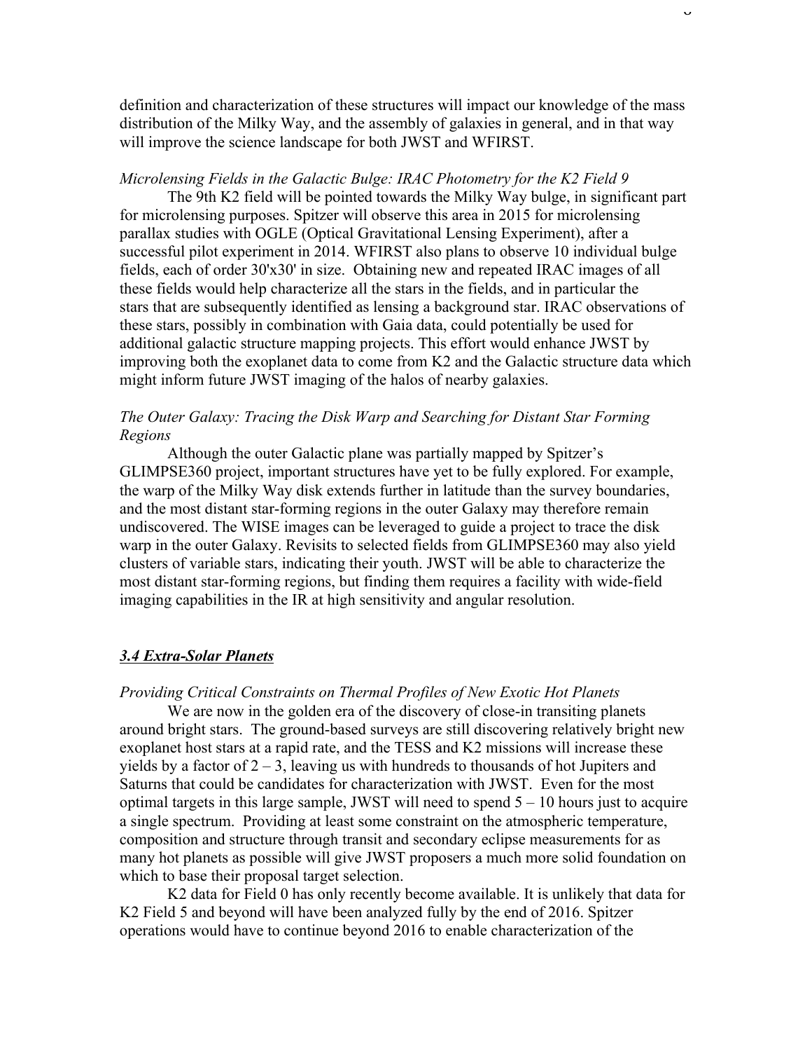definition and characterization of these structures will impact our knowledge of the mass distribution of the Milky Way, and the assembly of galaxies in general, and in that way will improve the science landscape for both JWST and WFIRST.

*Microlensing Fields in the Galactic Bulge: IRAC Photometry for the K2 Field 9*

The 9th K2 field will be pointed towards the Milky Way bulge, in significant part for microlensing purposes. Spitzer will observe this area in 2015 for microlensing parallax studies with OGLE (Optical Gravitational Lensing Experiment), after a successful pilot experiment in 2014. WFIRST also plans to observe 10 individual bulge fields, each of order 30'x30' in size. Obtaining new and repeated IRAC images of all these fields would help characterize all the stars in the fields, and in particular the stars that are subsequently identified as lensing a background star. IRAC observations of these stars, possibly in combination with Gaia data, could potentially be used for additional galactic structure mapping projects. This effort would enhance JWST by improving both the exoplanet data to come from K2 and the Galactic structure data which might inform future JWST imaging of the halos of nearby galaxies.

*The Outer Galaxy: Tracing the Disk Warp and Searching for Distant Star Forming Regions*

Although the outer Galactic plane was partially mapped by Spitzer's GLIMPSE360 project, important structures have yet to be fully explored. For example, the warp of the Milky Way disk extends further in latitude than the survey boundaries, and the most distant star-forming regions in the outer Galaxy may therefore remain undiscovered. The WISE images can be leveraged to guide a project to trace the disk warp in the outer Galaxy. Revisits to selected fields from GLIMPSE360 may also yield clusters of variable stars, indicating their youth. JWST will be able to characterize the most distant star-forming regions, but finding them requires a facility with wide-field imaging capabilities in the IR at high sensitivity and angular resolution.

### ***3.4 Extra-Solar Planets***

*Providing Critical Constraints on Thermal Profiles of New Exotic Hot Planets*

We are now in the golden era of the discovery of close-in transiting planets around bright stars. The ground-based surveys are still discovering relatively bright new exoplanet host stars at a rapid rate, and the TESS and K2 missions will increase these yields by a factor of 2 – 3, leaving us with hundreds to thousands of hot Jupiters and Saturns that could be candidates for characterization with JWST. Even for the most optimal targets in this large sample, JWST will need to spend 5 – 10 hours just to acquire a single spectrum. Providing at least some constraint on the atmospheric temperature, composition and structure through transit and secondary eclipse measurements for as many hot planets as possible will give JWST proposers a much more solid foundation on which to base their proposal target selection.

K2 data for Field 0 has only recently become available. It is unlikely that data for K2 Field 5 and beyond will have been analyzed fully by the end of 2016. Spitzer operations would have to continue beyond 2016 to enable characterization of the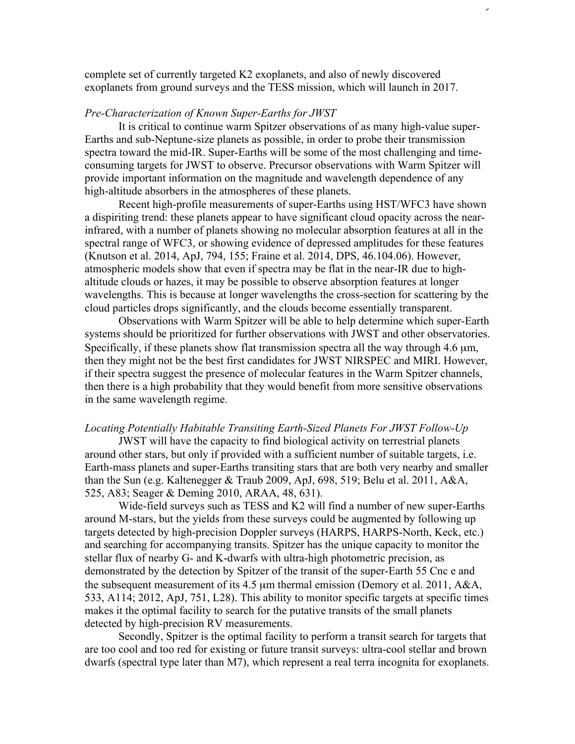complete set of currently targeted K2 exoplanets, and also of newly discovered exoplanets from ground surveys and the TESS mission, which will launch in 2017.

*Pre-Characterization of Known Super-Earths for JWST*

It is critical to continue warm Spitzer observations of as many high-value super-Earths and sub-Neptune-size planets as possible, in order to probe their transmission spectra toward the mid-IR. Super-Earths will be some of the most challenging and time-consuming targets for JWST to observe. Precursor observations with Warm Spitzer will provide important information on the magnitude and wavelength dependence of any high-altitude absorbers in the atmospheres of these planets.

Recent high-profile measurements of super-Earths using HST/WFC3 have shown a dispiriting trend: these planets appear to have significant cloud opacity across the near-infrared, with a number of planets showing no molecular absorption features at all in the spectral range of WFC3, or showing evidence of depressed amplitudes for these features (Knutson et al. 2014, ApJ, 794, 155; Fraine et al. 2014, DPS, 46.104.06). However, atmospheric models show that even if spectra may be flat in the near-IR due to high-altitude clouds or hazes, it may be possible to observe absorption features at longer wavelengths. This is because at longer wavelengths the cross-section for scattering by the cloud particles drops significantly, and the clouds become essentially transparent.

Observations with Warm Spitzer will be able to help determine which super-Earth systems should be prioritized for further observations with JWST and other observatories. Specifically, if these planets show flat transmission spectra all the way through 4.6 μm, then they might not be the best first candidates for JWST NIRSPEC and MIRI. However, if their spectra suggest the presence of molecular features in the Warm Spitzer channels, then there is a high probability that they would benefit from more sensitive observations in the same wavelength regime.

*Locating Potentially Habitable Transiting Earth-Sized Planets For JWST Follow-Up*

JWST will have the capacity to find biological activity on terrestrial planets around other stars, but only if provided with a sufficient number of suitable targets, i.e. Earth-mass planets and super-Earths transiting stars that are both very nearby and smaller than the Sun (e.g. Kaltenegger & Traub 2009, ApJ, 698, 519; Belu et al. 2011, A&A, 525, A83; Seager & Deming 2010, ARAA, 48, 631).

Wide-field surveys such as TESS and K2 will find a number of new super-Earths around M-stars, but the yields from these surveys could be augmented by following up targets detected by high-precision Doppler surveys (HARPS, HARPS-North, Keck, etc.) and searching for accompanying transits. Spitzer has the unique capacity to monitor the stellar flux of nearby G- and K-dwarfs with ultra-high photometric precision, as demonstrated by the detection by Spitzer of the transit of the super-Earth 55 Cnc e and the subsequent measurement of its 4.5 μm thermal emission (Demory et al. 2011, A&A, 533, A114; 2012, ApJ, 751, L28). This ability to monitor specific targets at specific times makes it the optimal facility to search for the putative transits of the small planets detected by high-precision RV measurements.

Secondly, Spitzer is the optimal facility to perform a transit search for targets that are too cool and too red for existing or future transit surveys: ultra-cool stellar and brown dwarfs (spectral type later than M7), which represent a real terra incognita for exoplanets.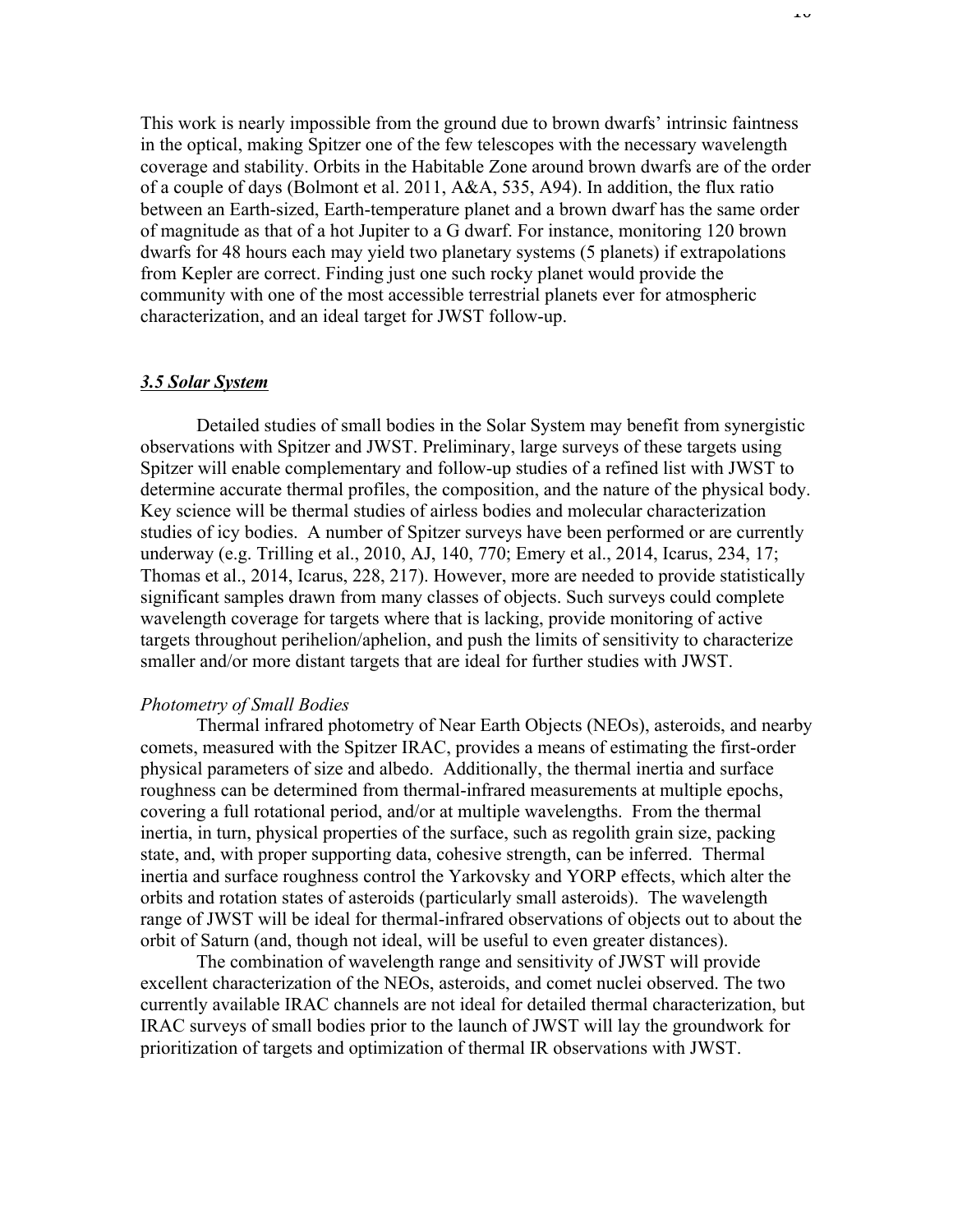This work is nearly impossible from the ground due to brown dwarfs' intrinsic faintness in the optical, making Spitzer one of the few telescopes with the necessary wavelength coverage and stability. Orbits in the Habitable Zone around brown dwarfs are of the order of a couple of days (Bolmont et al. 2011, A&A, 535, A94). In addition, the flux ratio between an Earth-sized, Earth-temperature planet and a brown dwarf has the same order of magnitude as that of a hot Jupiter to a G dwarf. For instance, monitoring 120 brown dwarfs for 48 hours each may yield two planetary systems (5 planets) if extrapolations from Kepler are correct. Finding just one such rocky planet would provide the community with one of the most accessible terrestrial planets ever for atmospheric characterization, and an ideal target for JWST follow-up.

### ***3.5 Solar System***

Detailed studies of small bodies in the Solar System may benefit from synergistic observations with Spitzer and JWST. Preliminary, large surveys of these targets using Spitzer will enable complementary and follow-up studies of a refined list with JWST to determine accurate thermal profiles, the composition, and the nature of the physical body. Key science will be thermal studies of airless bodies and molecular characterization studies of icy bodies. A number of Spitzer surveys have been performed or are currently underway (e.g. Trilling et al., 2010, AJ, 140, 770; Emery et al., 2014, Icarus, 234, 17; Thomas et al., 2014, Icarus, 228, 217). However, more are needed to provide statistically significant samples drawn from many classes of objects. Such surveys could complete wavelength coverage for targets where that is lacking, provide monitoring of active targets throughout perihelion/aphelion, and push the limits of sensitivity to characterize smaller and/or more distant targets that are ideal for further studies with JWST.

*Photometry of Small Bodies*

Thermal infrared photometry of Near Earth Objects (NEOs), asteroids, and nearby comets, measured with the Spitzer IRAC, provides a means of estimating the first-order physical parameters of size and albedo. Additionally, the thermal inertia and surface roughness can be determined from thermal-infrared measurements at multiple epochs, covering a full rotational period, and/or at multiple wavelengths. From the thermal inertia, in turn, physical properties of the surface, such as regolith grain size, packing state, and, with proper supporting data, cohesive strength, can be inferred. Thermal inertia and surface roughness control the Yarkovsky and YORP effects, which alter the orbits and rotation states of asteroids (particularly small asteroids). The wavelength range of JWST will be ideal for thermal-infrared observations of objects out to about the orbit of Saturn (and, though not ideal, will be useful to even greater distances).

The combination of wavelength range and sensitivity of JWST will provide excellent characterization of the NEOs, asteroids, and comet nuclei observed. The two currently available IRAC channels are not ideal for detailed thermal characterization, but IRAC surveys of small bodies prior to the launch of JWST will lay the groundwork for prioritization of targets and optimization of thermal IR observations with JWST.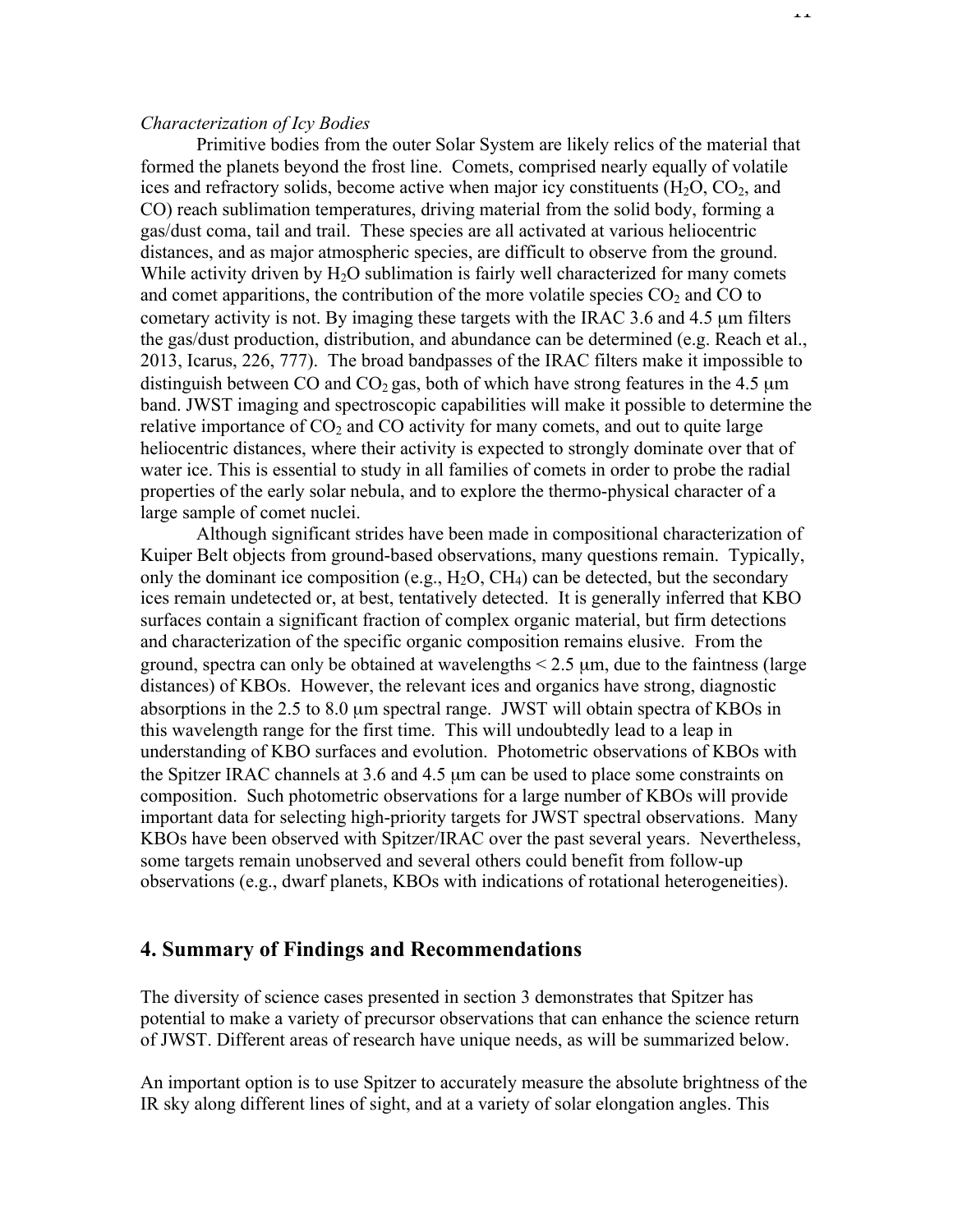*Characterization of Icy Bodies*

Primitive bodies from the outer Solar System are likely relics of the material that formed the planets beyond the frost line. Comets, comprised nearly equally of volatile ices and refractory solids, become active when major icy constituents ($H_2O$, $CO_2$, and CO) reach sublimation temperatures, driving material from the solid body, forming a gas/dust coma, tail and trail. These species are all activated at various heliocentric distances, and as major atmospheric species, are difficult to observe from the ground. While activity driven by $H_2O$ sublimation is fairly well characterized for many comets and comet apparitions, the contribution of the more volatile species $CO_2$ and CO to cometary activity is not. By imaging these targets with the IRAC 3.6 and 4.5 μm filters the gas/dust production, distribution, and abundance can be determined (e.g. Reach et al., 2013, Icarus, 226, 777). The broad bandpasses of the IRAC filters make it impossible to distinguish between CO and $CO_2$ gas, both of which have strong features in the 4.5 μm band. JWST imaging and spectroscopic capabilities will make it possible to determine the relative importance of $CO_2$ and CO activity for many comets, and out to quite large heliocentric distances, where their activity is expected to strongly dominate over that of water ice. This is essential to study in all families of comets in order to probe the radial properties of the early solar nebula, and to explore the thermo-physical character of a large sample of comet nuclei.

Although significant strides have been made in compositional characterization of Kuiper Belt objects from ground-based observations, many questions remain. Typically, only the dominant ice composition (e.g., $H_2O$, $CH_4$) can be detected, but the secondary ices remain undetected or, at best, tentatively detected. It is generally inferred that KBO surfaces contain a significant fraction of complex organic material, but firm detections and characterization of the specific organic composition remains elusive. From the ground, spectra can only be obtained at wavelengths < 2.5 μm, due to the faintness (large distances) of KBOs. However, the relevant ices and organics have strong, diagnostic absorptions in the 2.5 to 8.0 μm spectral range. JWST will obtain spectra of KBOs in this wavelength range for the first time. This will undoubtedly lead to a leap in understanding of KBO surfaces and evolution. Photometric observations of KBOs with the Spitzer IRAC channels at 3.6 and 4.5 μm can be used to place some constraints on composition. Such photometric observations for a large number of KBOs will provide important data for selecting high-priority targets for JWST spectral observations. Many KBOs have been observed with Spitzer/IRAC over the past several years. Nevertheless, some targets remain unobserved and several others could benefit from follow-up observations (e.g., dwarf planets, KBOs with indications of rotational heterogeneities).

## 4. Summary of Findings and Recommendations

The diversity of science cases presented in section 3 demonstrates that Spitzer has potential to make a variety of precursor observations that can enhance the science return of JWST. Different areas of research have unique needs, as will be summarized below.

An important option is to use Spitzer to accurately measure the absolute brightness of the IR sky along different lines of sight, and at a variety of solar elongation angles. This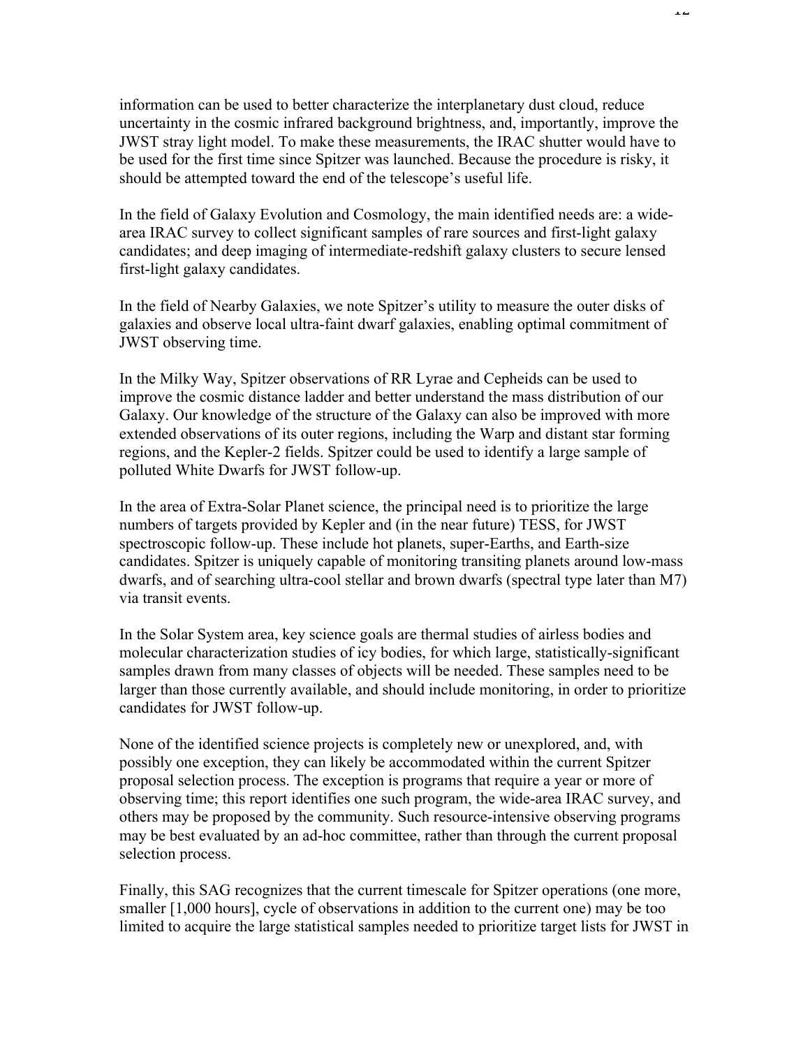information can be used to better characterize the interplanetary dust cloud, reduce uncertainty in the cosmic infrared background brightness, and, importantly, improve the JWST stray light model. To make these measurements, the IRAC shutter would have to be used for the first time since Spitzer was launched. Because the procedure is risky, it should be attempted toward the end of the telescope's useful life.

In the field of Galaxy Evolution and Cosmology, the main identified needs are: a wide-area IRAC survey to collect significant samples of rare sources and first-light galaxy candidates; and deep imaging of intermediate-redshift galaxy clusters to secure lensed first-light galaxy candidates.

In the field of Nearby Galaxies, we note Spitzer's utility to measure the outer disks of galaxies and observe local ultra-faint dwarf galaxies, enabling optimal commitment of JWST observing time.

In the Milky Way, Spitzer observations of RR Lyrae and Cepheids can be used to improve the cosmic distance ladder and better understand the mass distribution of our Galaxy. Our knowledge of the structure of the Galaxy can also be improved with more extended observations of its outer regions, including the Warp and distant star forming regions, and the Kepler-2 fields. Spitzer could be used to identify a large sample of polluted White Dwarfs for JWST follow-up.

In the area of Extra-Solar Planet science, the principal need is to prioritize the large numbers of targets provided by Kepler and (in the near future) TESS, for JWST spectroscopic follow-up. These include hot planets, super-Earths, and Earth-size candidates. Spitzer is uniquely capable of monitoring transiting planets around low-mass dwarfs, and of searching ultra-cool stellar and brown dwarfs (spectral type later than M7) via transit events.

In the Solar System area, key science goals are thermal studies of airless bodies and molecular characterization studies of icy bodies, for which large, statistically-significant samples drawn from many classes of objects will be needed. These samples need to be larger than those currently available, and should include monitoring, in order to prioritize candidates for JWST follow-up.

None of the identified science projects is completely new or unexplored, and, with possibly one exception, they can likely be accommodated within the current Spitzer proposal selection process. The exception is programs that require a year or more of observing time; this report identifies one such program, the wide-area IRAC survey, and others may be proposed by the community. Such resource-intensive observing programs may be best evaluated by an ad-hoc committee, rather than through the current proposal selection process.

Finally, this SAG recognizes that the current timescale for Spitzer operations (one more, smaller [1,000 hours], cycle of observations in addition to the current one) may be too limited to acquire the large statistical samples needed to prioritize target lists for JWST in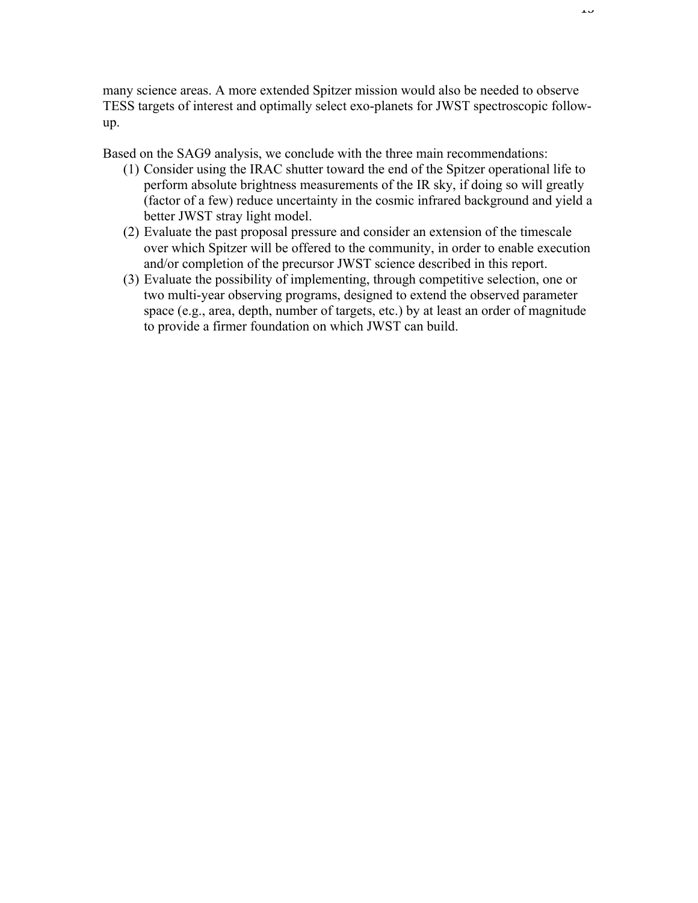many science areas. A more extended Spitzer mission would also be needed to observe TESS targets of interest and optimally select exo-planets for JWST spectroscopic follow-up.

Based on the SAG9 analysis, we conclude with the three main recommendations:

(1) Consider using the IRAC shutter toward the end of the Spitzer operational life to perform absolute brightness measurements of the IR sky, if doing so will greatly (factor of a few) reduce uncertainty in the cosmic infrared background and yield a better JWST stray light model.

(2) Evaluate the past proposal pressure and consider an extension of the timescale over which Spitzer will be offered to the community, in order to enable execution and/or completion of the precursor JWST science described in this report.

(3) Evaluate the possibility of implementing, through competitive selection, one or two multi-year observing programs, designed to extend the observed parameter space (e.g., area, depth, number of targets, etc.) by at least an order of magnitude to provide a firmer foundation on which JWST can build.